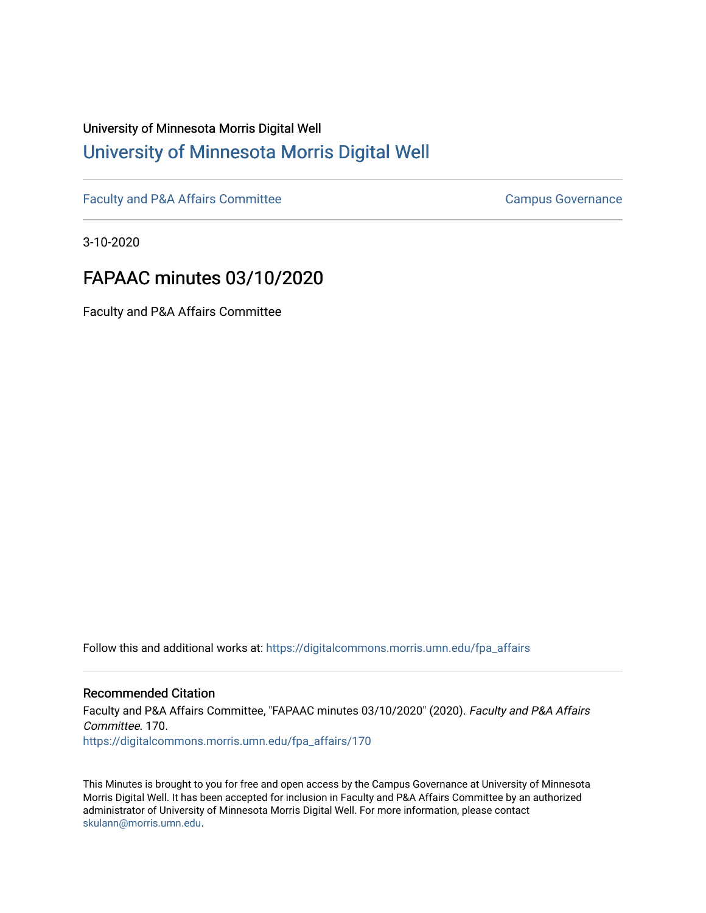University of Minnesota Morris Digital Well

# [University of Minnesota Morris Digital Well](https://digitalcommons.morris.umn.edu)

[Faculty and P&A Affairs Committee](https://digitalcommons.morris.umn.edu/fpa_affairs) | [Campus Governance](https://digitalcommons.morris.umn.edu/campus_gov)

3-10-2020

## FAPAAC minutes 03/10/2020

Faculty and P&A Affairs Committee

Follow this and additional works at: [https://digitalcommons.morris.umn.edu/fpa_affairs](https://digitalcommons.morris.umn.edu/fpa_affairs)

### Recommended Citation

Faculty and P&A Affairs Committee, "FAPAAC minutes 03/10/2020" (2020). *Faculty and P&A Affairs Committee*. 170.
[https://digitalcommons.morris.umn.edu/fpa_affairs/170](https://digitalcommons.morris.umn.edu/fpa_affairs/170)

This Minutes is brought to you for free and open access by the Campus Governance at University of Minnesota Morris Digital Well. It has been accepted for inclusion in Faculty and P&A Affairs Committee by an authorized administrator of University of Minnesota Morris Digital Well. For more information, please contact [skulann@morris.umn.edu](mailto:skulann@morris.umn.edu).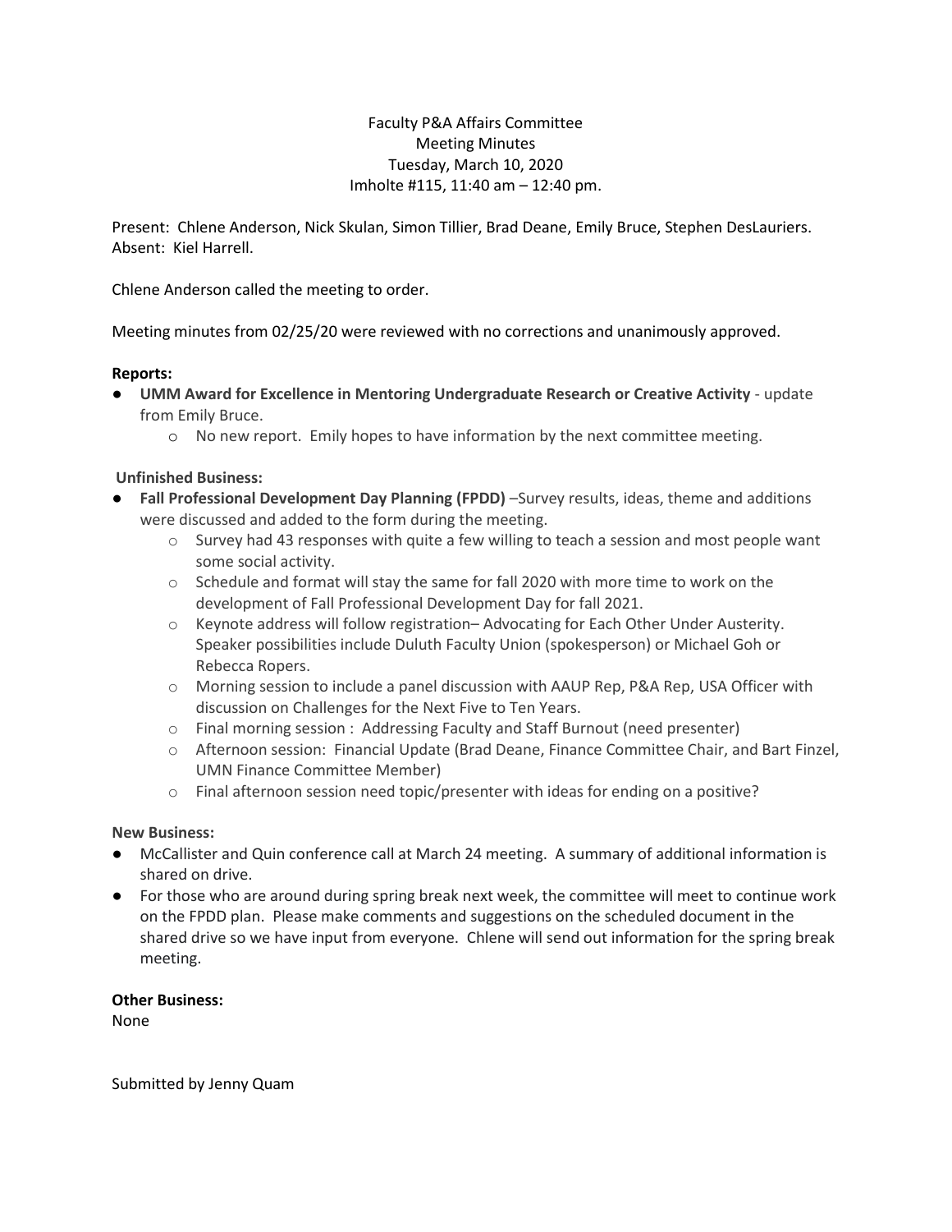Faculty P&A Affairs Committee
Meeting Minutes
Tuesday, March 10, 2020
Imholte #115, 11:40 am – 12:40 pm.

Present: Chlene Anderson, Nick Skulan, Simon Tillier, Brad Deane, Emily Bruce, Stephen DesLauriers.
Absent: Kiel Harrell.

Chlene Anderson called the meeting to order.

Meeting minutes from 02/25/20 were reviewed with no corrections and unanimously approved.

**Reports:**

- **UMM Award for Excellence in Mentoring Undergraduate Research or Creative Activity** - update from Emily Bruce.
  - No new report. Emily hopes to have information by the next committee meeting.

**Unfinished Business:**

- **Fall Professional Development Day Planning (FPDD)** –Survey results, ideas, theme and additions were discussed and added to the form during the meeting.
  - Survey had 43 responses with quite a few willing to teach a session and most people want some social activity.
  - Schedule and format will stay the same for fall 2020 with more time to work on the development of Fall Professional Development Day for fall 2021.
  - Keynote address will follow registration– Advocating for Each Other Under Austerity. Speaker possibilities include Duluth Faculty Union (spokesperson) or Michael Goh or Rebecca Ropers.
  - Morning session to include a panel discussion with AAUP Rep, P&A Rep, USA Officer with discussion on Challenges for the Next Five to Ten Years.
  - Final morning session : Addressing Faculty and Staff Burnout (need presenter)
  - Afternoon session: Financial Update (Brad Deane, Finance Committee Chair, and Bart Finzel, UMN Finance Committee Member)
  - Final afternoon session need topic/presenter with ideas for ending on a positive?

**New Business:**

- McCallister and Quin conference call at March 24 meeting. A summary of additional information is shared on drive.
- For those who are around during spring break next week, the committee will meet to continue work on the FPDD plan. Please make comments and suggestions on the scheduled document in the shared drive so we have input from everyone. Chlene will send out information for the spring break meeting.

**Other Business:**
None

Submitted by Jenny Quam